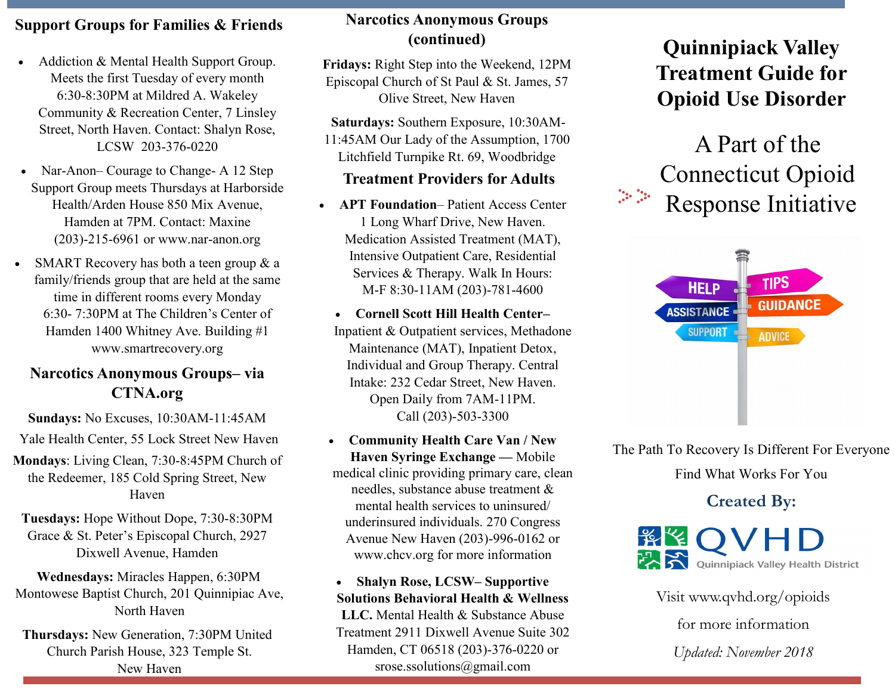## Support Groups for Families & Friends

- Addiction & Mental Health Support Group. Meets the first Tuesday of every month 6:30-8:30PM at Mildred A. Wakeley Community & Recreation Center, 7 Linsley Street, North Haven. Contact: Shalyn Rose, LCSW 203-376-0220
- Nar-Anon– Courage to Change- A 12 Step Support Group meets Thursdays at Harborside Health/Arden House 850 Mix Avenue, Hamden at 7PM. Contact: Maxine (203)-215-6961 or www.nar-anon.org
- SMART Recovery has both a teen group & a family/friends group that are held at the same time in different rooms every Monday 6:30- 7:30PM at The Children's Center of Hamden 1400 Whitney Ave. Building #1 www.smartrecovery.org

## Narcotics Anonymous Groups– via CTNA.org

**Sundays:** No Excuses, 10:30AM-11:45AM Yale Health Center, 55 Lock Street New Haven

**Mondays**: Living Clean, 7:30-8:45PM Church of the Redeemer, 185 Cold Spring Street, New Haven

**Tuesdays:** Hope Without Dope, 7:30-8:30PM Grace & St. Peter's Episcopal Church, 2927 Dixwell Avenue, Hamden

**Wednesdays:** Miracles Happen, 6:30PM Montowese Baptist Church, 201 Quinnipiac Ave, North Haven

**Thursdays:** New Generation, 7:30PM United Church Parish House, 323 Temple St. New Haven

## Narcotics Anonymous Groups (continued)

**Fridays:** Right Step into the Weekend, 12PM Episcopal Church of St Paul & St. James, 57 Olive Street, New Haven

**Saturdays:** Southern Exposure, 10:30AM-11:45AM Our Lady of the Assumption, 1700 Litchfield Turnpike Rt. 69, Woodbridge

## Treatment Providers for Adults

- **APT Foundation**– Patient Access Center 1 Long Wharf Drive, New Haven. Medication Assisted Treatment (MAT), Intensive Outpatient Care, Residential Services & Therapy. Walk In Hours: M-F 8:30-11AM (203)-781-4600
- **Cornell Scott Hill Health Center**– Inpatient & Outpatient services, Methadone Maintenance (MAT), Inpatient Detox, Individual and Group Therapy. Central Intake: 232 Cedar Street, New Haven. Open Daily from 7AM-11PM. Call (203)-503-3300
- **Community Health Care Van / New Haven Syringe Exchange** — Mobile medical clinic providing primary care, clean needles, substance abuse treatment & mental health services to uninsured/ underinsured individuals. 270 Congress Avenue New Haven (203)-996-0162 or www.chcv.org for more information
- **Shalyn Rose, LCSW– Supportive Solutions Behavioral Health & Wellness LLC.** Mental Health & Substance Abuse Treatment 2911 Dixwell Avenue Suite 302 Hamden, CT 06518 (203)-376-0220 or srose.ssolutions@gmail.com

# Quinnipiack Valley Treatment Guide for Opioid Use Disorder

## A Part of the Connecticut Opioid Response Initiative

The Path To Recovery Is Different For Everyone

Find What Works For You

**Created By:**

QVHD Quinnipiack Valley Health District

Visit www.qvhd.org/opioids

for more information

*Updated: November 2018*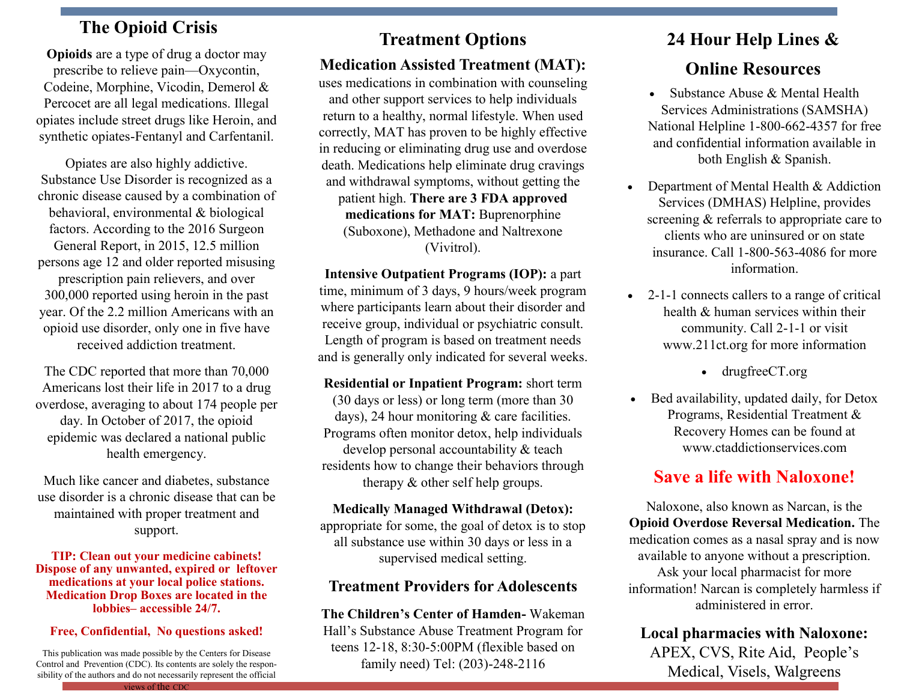## The Opioid Crisis

**Opioids** are a type of drug a doctor may prescribe to relieve pain—Oxycontin, Codeine, Morphine, Vicodin, Demerol & Percocet are all legal medications. Illegal opiates include street drugs like Heroin, and synthetic opiates-Fentanyl and Carfentanil.

Opiates are also highly addictive. Substance Use Disorder is recognized as a chronic disease caused by a combination of behavioral, environmental & biological factors. According to the 2016 Surgeon General Report, in 2015, 12.5 million persons age 12 and older reported misusing prescription pain relievers, and over 300,000 reported using heroin in the past year. Of the 2.2 million Americans with an opioid use disorder, only one in five have received addiction treatment.

The CDC reported that more than 70,000 Americans lost their life in 2017 to a drug overdose, averaging to about 174 people per day. In October of 2017, the opioid epidemic was declared a national public health emergency.

Much like cancer and diabetes, substance use disorder is a chronic disease that can be maintained with proper treatment and support.

**TIP: Clean out your medicine cabinets! Dispose of any unwanted, expired or leftover medications at your local police stations. Medication Drop Boxes are located in the lobbies– accessible 24/7.**

**Free, Confidential, No questions asked!**

This publication was made possible by the Centers for Disease Control and Prevention (CDC). Its contents are solely the responsibility of the authors and do not necessarily represent the official views of the CDC

## Treatment Options

**Medication Assisted Treatment (MAT):** uses medications in combination with counseling and other support services to help individuals return to a healthy, normal lifestyle. When used correctly, MAT has proven to be highly effective in reducing or eliminating drug use and overdose death. Medications help eliminate drug cravings and withdrawal symptoms, without getting the patient high. **There are 3 FDA approved medications for MAT:** Buprenorphine (Suboxone), Methadone and Naltrexone (Vivitrol).

**Intensive Outpatient Programs (IOP):** a part time, minimum of 3 days, 9 hours/week program where participants learn about their disorder and receive group, individual or psychiatric consult. Length of program is based on treatment needs and is generally only indicated for several weeks.

**Residential or Inpatient Program:** short term (30 days or less) or long term (more than 30 days), 24 hour monitoring & care facilities. Programs often monitor detox, help individuals develop personal accountability & teach residents how to change their behaviors through therapy & other self help groups.

**Medically Managed Withdrawal (Detox):** appropriate for some, the goal of detox is to stop all substance use within 30 days or less in a supervised medical setting.

### Treatment Providers for Adolescents

**The Children's Center of Hamden-** Wakeman Hall's Substance Abuse Treatment Program for teens 12-18, 8:30-5:00PM (flexible based on family need) Tel: (203)-248-2116

## 24 Hour Help Lines & Online Resources

- Substance Abuse & Mental Health Services Administrations (SAMSHA) National Helpline 1-800-662-4357 for free and confidential information available in both English & Spanish.
- Department of Mental Health & Addiction Services (DMHAS) Helpline, provides screening & referrals to appropriate care to clients who are uninsured or on state insurance. Call 1-800-563-4086 for more information.
- 2-1-1 connects callers to a range of critical health & human services within their community. Call 2-1-1 or visit www.211ct.org for more information
- drugfreeCT.org
- Bed availability, updated daily, for Detox Programs, Residential Treatment & Recovery Homes can be found at www.ctaddictionservices.com

## Save a life with Naloxone!

Naloxone, also known as Narcan, is the **Opioid Overdose Reversal Medication.** The medication comes as a nasal spray and is now available to anyone without a prescription. Ask your local pharmacist for more information! Narcan is completely harmless if administered in error.

**Local pharmacies with Naloxone:**
APEX, CVS, Rite Aid, People's Medical, Visels, Walgreens